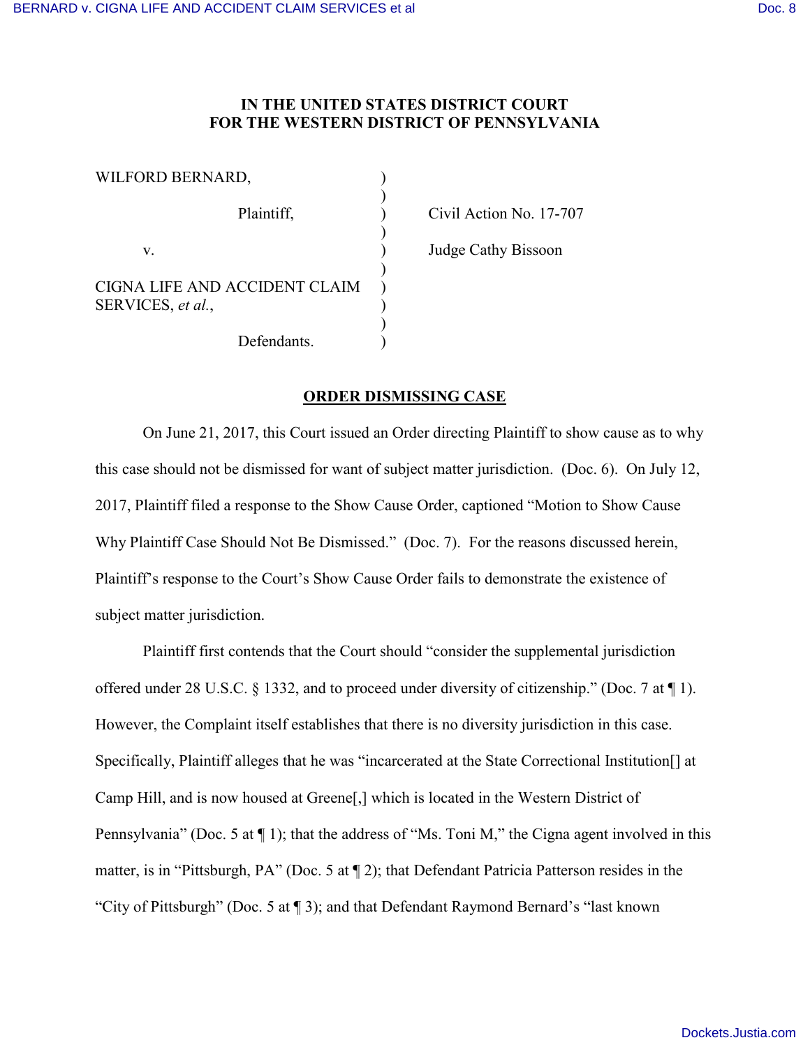**IN THE UNITED STATES DISTRICT COURT**
**FOR THE WESTERN DISTRICT OF PENNSYLVANIA**

| | | |
|---|---|---|
| WILFORD BERNARD, | ) | |
| | ) | |
| Plaintiff, | ) | Civil Action No. 17-707 |
| | ) | |
| v. | ) | Judge Cathy Bissoon |
| | ) | |
| CIGNA LIFE AND ACCIDENT CLAIM SERVICES, *et al.*, | ) | |
| | ) | |
| Defendants. | ) | |

**ORDER DISMISSING CASE**

On June 21, 2017, this Court issued an Order directing Plaintiff to show cause as to why this case should not be dismissed for want of subject matter jurisdiction. (Doc. 6). On July 12, 2017, Plaintiff filed a response to the Show Cause Order, captioned "Motion to Show Cause Why Plaintiff Case Should Not Be Dismissed." (Doc. 7). For the reasons discussed herein, Plaintiff's response to the Court's Show Cause Order fails to demonstrate the existence of subject matter jurisdiction.

Plaintiff first contends that the Court should "consider the supplemental jurisdiction offered under 28 U.S.C. § 1332, and to proceed under diversity of citizenship." (Doc. 7 at ¶ 1). However, the Complaint itself establishes that there is no diversity jurisdiction in this case. Specifically, Plaintiff alleges that he was "incarcerated at the State Correctional Institution[] at Camp Hill, and is now housed at Greene[,] which is located in the Western District of Pennsylvania" (Doc. 5 at ¶ 1); that the address of "Ms. Toni M," the Cigna agent involved in this matter, is in "Pittsburgh, PA" (Doc. 5 at ¶ 2); that Defendant Patricia Patterson resides in the "City of Pittsburgh" (Doc. 5 at ¶ 3); and that Defendant Raymond Bernard's "last known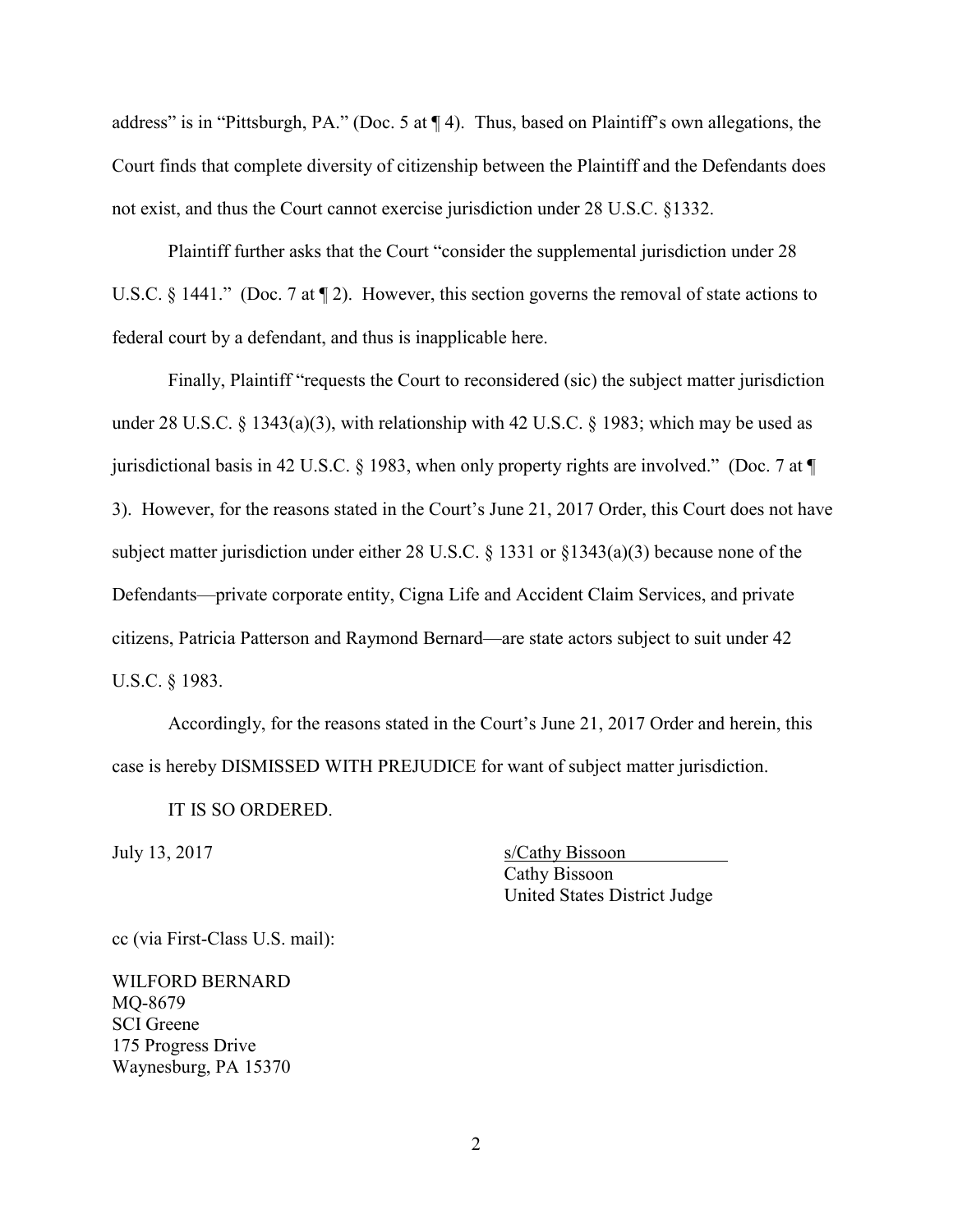address" is in "Pittsburgh, PA." (Doc. 5 at ¶ 4). Thus, based on Plaintiff's own allegations, the Court finds that complete diversity of citizenship between the Plaintiff and the Defendants does not exist, and thus the Court cannot exercise jurisdiction under 28 U.S.C. §1332.

Plaintiff further asks that the Court "consider the supplemental jurisdiction under 28 U.S.C. § 1441." (Doc. 7 at ¶ 2). However, this section governs the removal of state actions to federal court by a defendant, and thus is inapplicable here.

Finally, Plaintiff "requests the Court to reconsidered (sic) the subject matter jurisdiction under 28 U.S.C. § 1343(a)(3), with relationship with 42 U.S.C. § 1983; which may be used as jurisdictional basis in 42 U.S.C. § 1983, when only property rights are involved." (Doc. 7 at ¶ 3). However, for the reasons stated in the Court's June 21, 2017 Order, this Court does not have subject matter jurisdiction under either 28 U.S.C. § 1331 or §1343(a)(3) because none of the Defendants—private corporate entity, Cigna Life and Accident Claim Services, and private citizens, Patricia Patterson and Raymond Bernard—are state actors subject to suit under 42 U.S.C. § 1983.

Accordingly, for the reasons stated in the Court's June 21, 2017 Order and herein, this case is hereby DISMISSED WITH PREJUDICE for want of subject matter jurisdiction.

IT IS SO ORDERED.

July 13, 2017

s/Cathy Bissoon
Cathy Bissoon
United States District Judge

cc (via First-Class U.S. mail):

WILFORD BERNARD
MQ-8679
SCI Greene
175 Progress Drive
Waynesburg, PA 15370